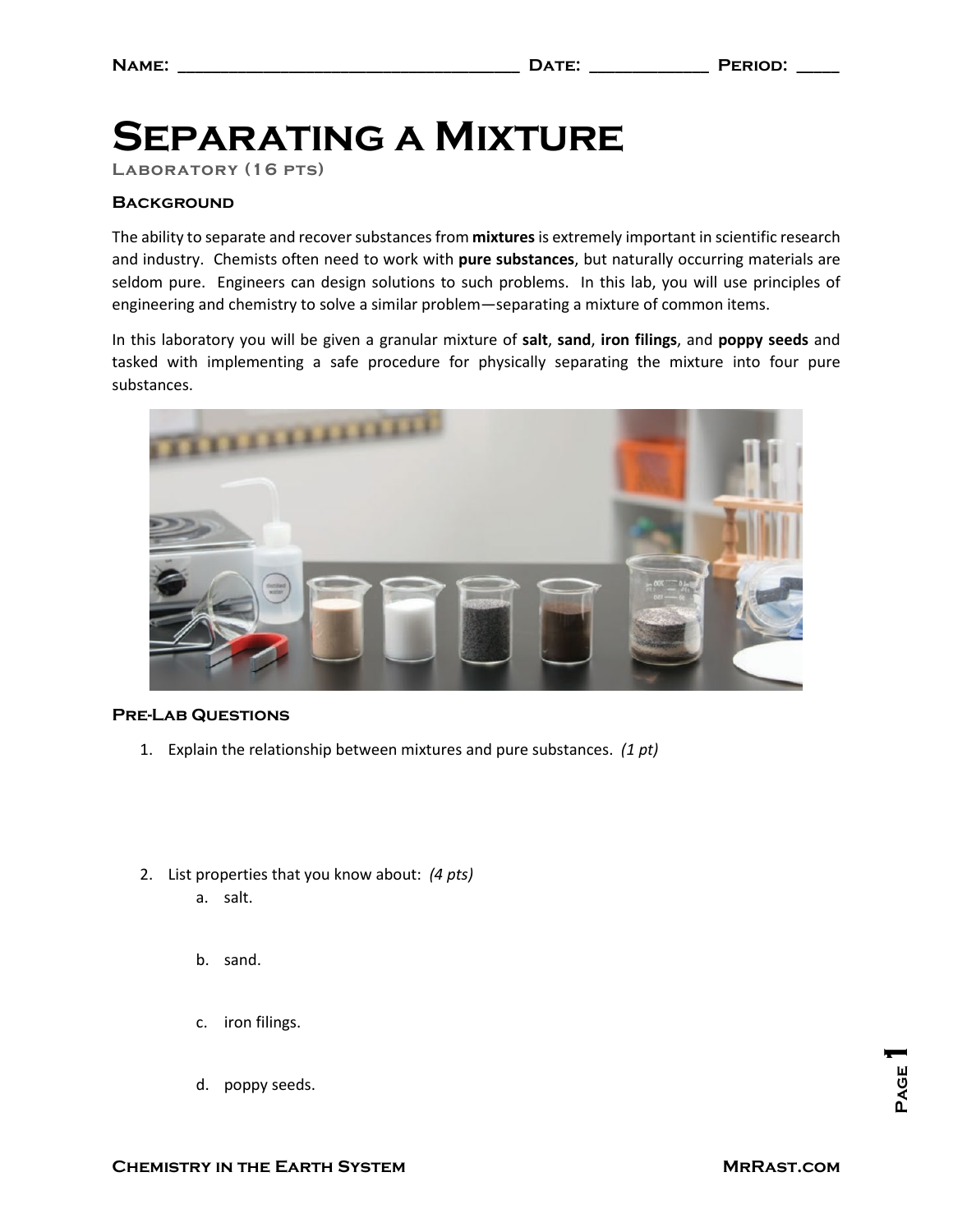Name: ________________________________ Date: ____________ Period: ____

# Separating a Mixture

Laboratory (16 pts)

## Background

The ability to separate and recover substances from **mixtures** is extremely important in scientific research and industry. Chemists often need to work with **pure substances**, but naturally occurring materials are seldom pure. Engineers can design solutions to such problems. In this lab, you will use principles of engineering and chemistry to solve a similar problem—separating a mixture of common items.

In this laboratory you will be given a granular mixture of **salt**, **sand**, **iron filings**, and **poppy seeds** and tasked with implementing a safe procedure for physically separating the mixture into four pure substances.

## Pre-Lab Questions

1. Explain the relationship between mixtures and pure substances. *(1 pt)*

2. List properties that you know about: *(4 pts)*
   a. salt.

   b. sand.

   c. iron filings.

   d. poppy seeds.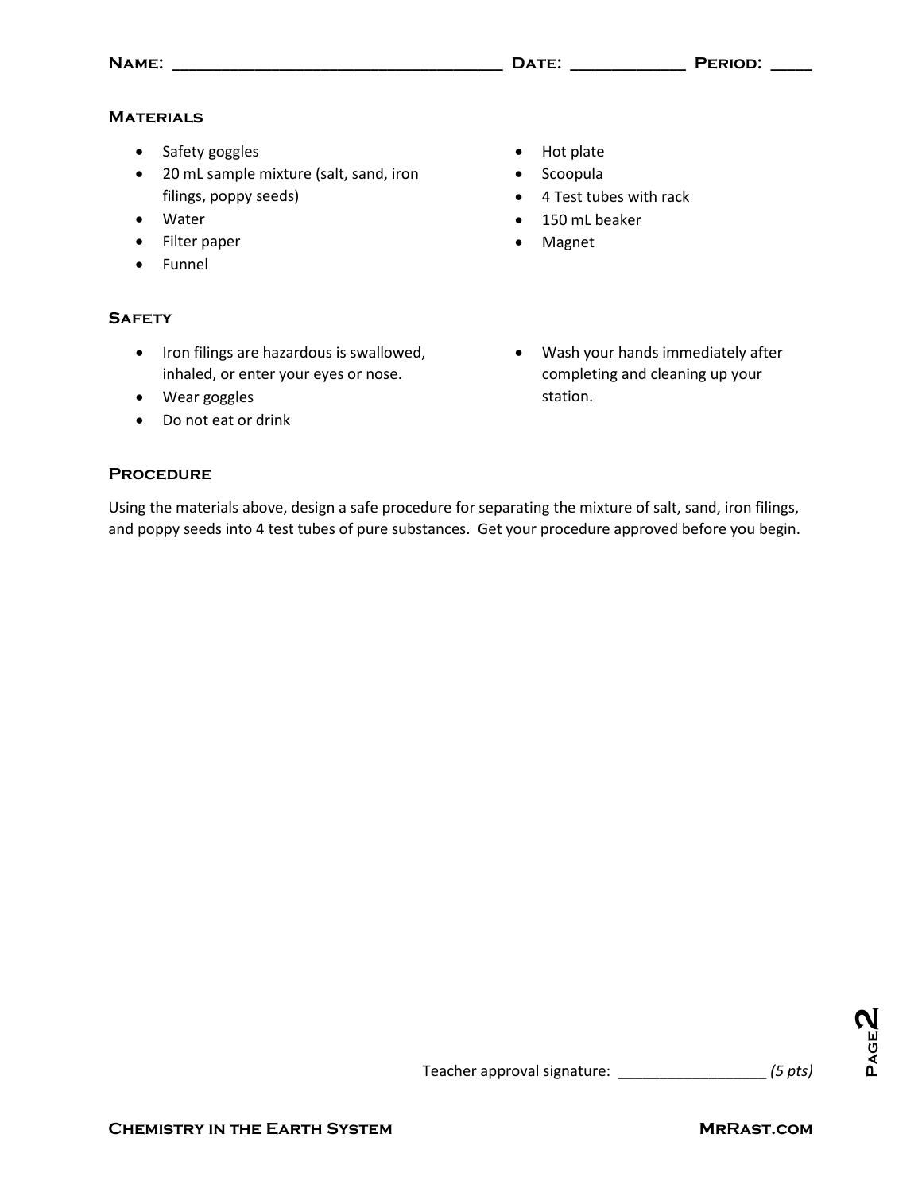Name: ___________________________________ Date: ____________ Period: ____

### Materials

- Safety goggles
- 20 mL sample mixture (salt, sand, iron filings, poppy seeds)
- Water
- Filter paper
- Funnel
- Hot plate
- Scoopula
- 4 Test tubes with rack
- 150 mL beaker
- Magnet

### Safety

- Iron filings are hazardous is swallowed, inhaled, or enter your eyes or nose.
- Wear goggles
- Do not eat or drink
- Wash your hands immediately after completing and cleaning up your station.

### Procedure

Using the materials above, design a safe procedure for separating the mixture of salt, sand, iron filings, and poppy seeds into 4 test tubes of pure substances. Get your procedure approved before you begin.

Teacher approval signature: _________________ *(5 pts)*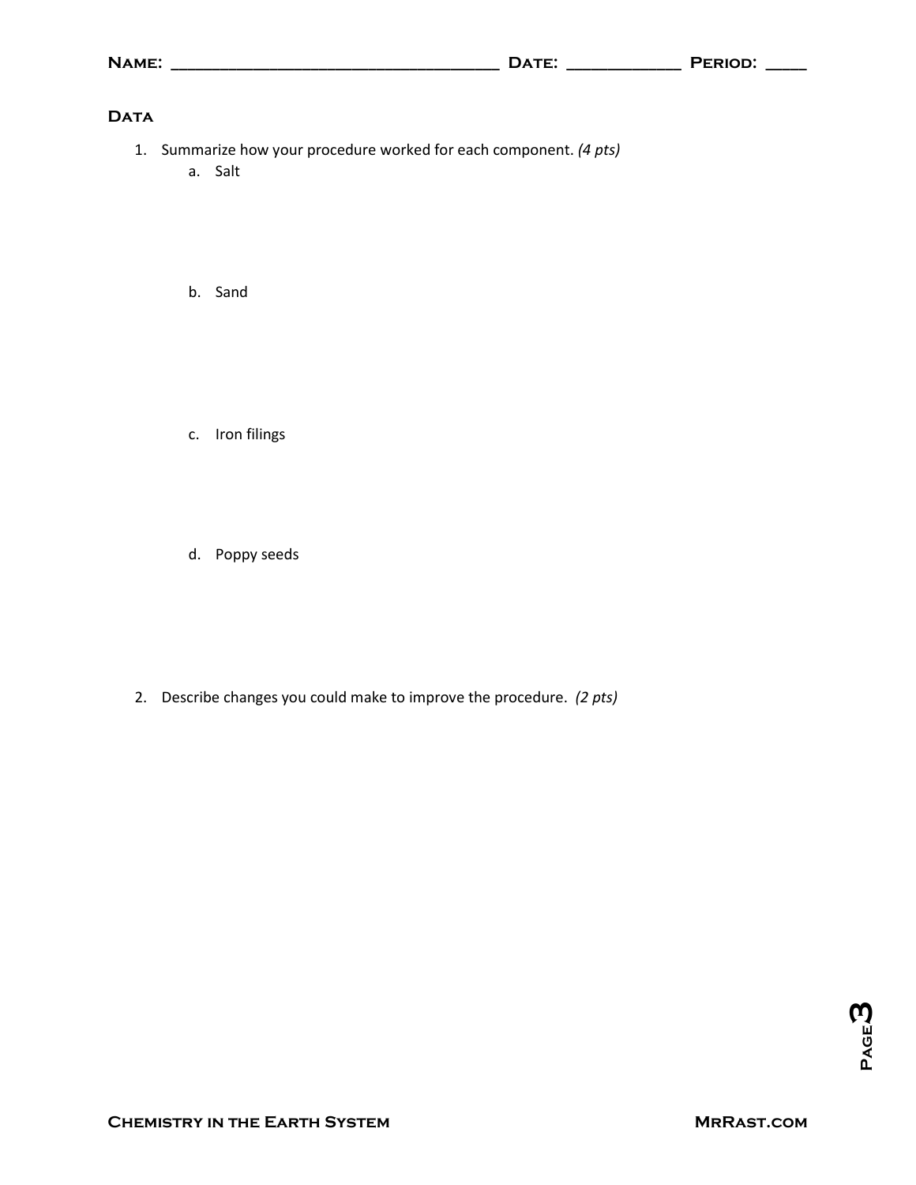Name: ___________________________________ Date: ____________ Period: ____

## Data

1. Summarize how your procedure worked for each component. *(4 pts)*
   a. Salt

   b. Sand

   c. Iron filings

   d. Poppy seeds

2. Describe changes you could make to improve the procedure. *(2 pts)*